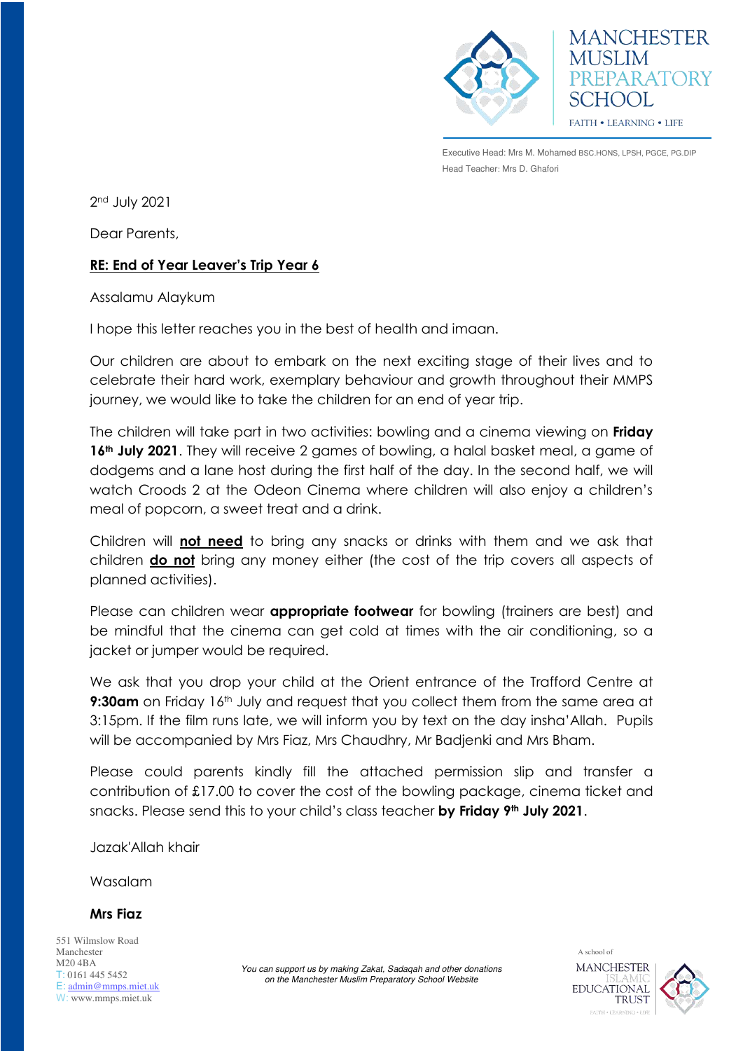MANCHESTER MUSLIM PREPARATORY SCHOOL

FAITH • LEARNING • LIFE

Executive Head: Mrs M. Mohamed BSC.HONS, LPSH, PGCE, PG.DIP
Head Teacher: Mrs D. Ghafori

2nd July 2021

Dear Parents,

**<u>RE: End of Year Leaver's Trip Year 6</u>**

Assalamu Alaykum

I hope this letter reaches you in the best of health and imaan.

Our children are about to embark on the next exciting stage of their lives and to celebrate their hard work, exemplary behaviour and growth throughout their MMPS journey, we would like to take the children for an end of year trip.

The children will take part in two activities: bowling and a cinema viewing on **Friday 16th July 2021**. They will receive 2 games of bowling, a halal basket meal, a game of dodgems and a lane host during the first half of the day. In the second half, we will watch Croods 2 at the Odeon Cinema where children will also enjoy a children's meal of popcorn, a sweet treat and a drink.

Children will **<u>not need</u>** to bring any snacks or drinks with them and we ask that children **<u>do not</u>** bring any money either (the cost of the trip covers all aspects of planned activities).

Please can children wear **appropriate footwear** for bowling (trainers are best) and be mindful that the cinema can get cold at times with the air conditioning, so a jacket or jumper would be required.

We ask that you drop your child at the Orient entrance of the Trafford Centre at **9:30am** on Friday 16th July and request that you collect them from the same area at 3:15pm. If the film runs late, we will inform you by text on the day insha'Allah. Pupils will be accompanied by Mrs Fiaz, Mrs Chaudhry, Mr Badjenki and Mrs Bham.

Please could parents kindly fill the attached permission slip and transfer a contribution of £17.00 to cover the cost of the bowling package, cinema ticket and snacks. Please send this to your child's class teacher **by Friday 9th July 2021**.

Jazak'Allah khair

Wasalam

**Mrs Fiaz**

551 Wilmslow Road
Manchester
M20 4BA
T: 0161 445 5452
E: admin@mmps.miet.uk
W: www.mmps.miet.uk

*You can support us by making Zakat, Sadaqah and other donations on the Manchester Muslim Preparatory School Website*

A school of MANCHESTER ISLAMIC EDUCATIONAL TRUST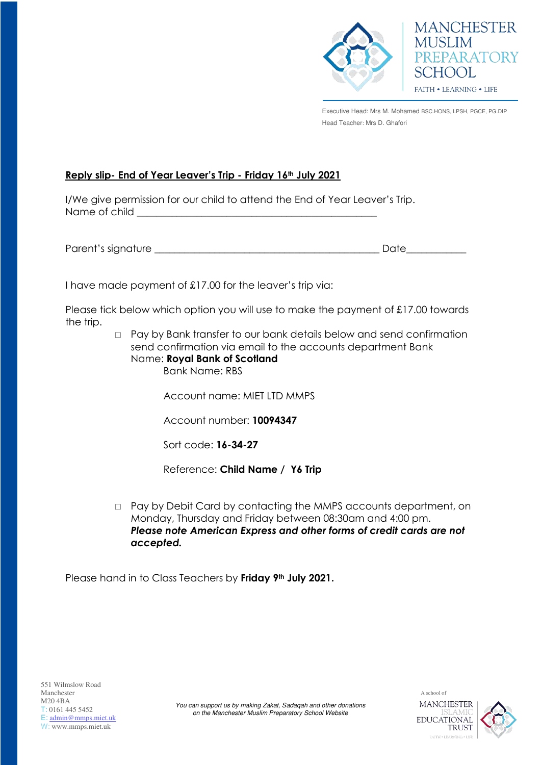MANCHESTER MUSLIM PREPARATORY SCHOOL

FAITH • LEARNING • LIFE

Executive Head: Mrs M. Mohamed BSC.HONS, LPSH, PGCE, PG.DIP

Head Teacher: Mrs D. Ghafori

**Reply slip- End of Year Leaver's Trip - Friday 16th July 2021**

I/We give permission for our child to attend the End of Year Leaver's Trip.
Name of child _______________________________________________

Parent's signature ____________________________________________ Date___________

I have made payment of £17.00 for the leaver's trip via:

Please tick below which option you will use to make the payment of £17.00 towards the trip.

- ☐ Pay by Bank transfer to our bank details below and send confirmation send confirmation via email to the accounts department Bank Name: **Royal Bank of Scotland**

  Bank Name: RBS

  Account name: MIET LTD MMPS

  Account number: **10094347**

  Sort code: **16-34-27**

  Reference: **Child Name / Y6 Trip**

- ☐ Pay by Debit Card by contacting the MMPS accounts department, on Monday, Thursday and Friday between 08:30am and 4:00 pm. ***Please note American Express and other forms of credit cards are not accepted.***

Please hand in to Class Teachers by **Friday 9th July 2021.**

551 Wilmslow Road
Manchester
M20 4BA
T: 0161 445 5452
E: admin@mmps.miet.uk
W: www.mmps.miet.uk

*You can support us by making Zakat, Sadaqah and other donations on the Manchester Muslim Preparatory School Website*

A school of MANCHESTER ISLAMIC EDUCATIONAL TRUST